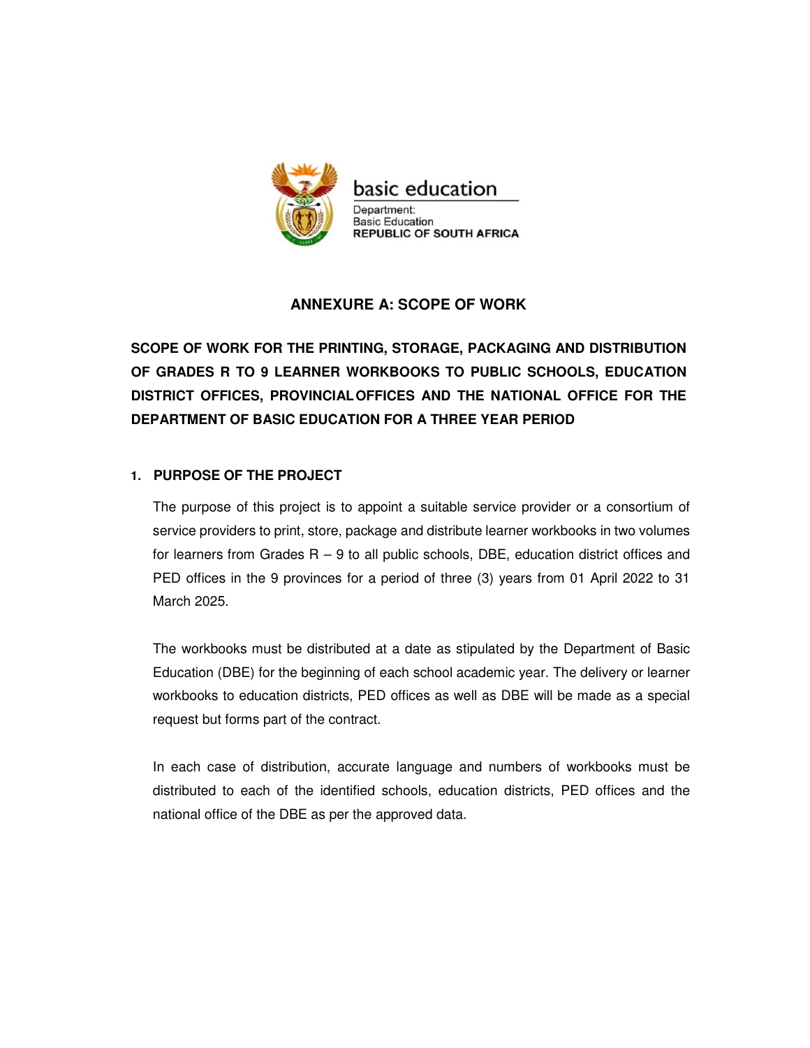basic education

Department:
Basic Education
**REPUBLIC OF SOUTH AFRICA**

# ANNEXURE A: SCOPE OF WORK

## SCOPE OF WORK FOR THE PRINTING, STORAGE, PACKAGING AND DISTRIBUTION OF GRADES R TO 9 LEARNER WORKBOOKS TO PUBLIC SCHOOLS, EDUCATION DISTRICT OFFICES, PROVINCIAL OFFICES AND THE NATIONAL OFFICE FOR THE DEPARTMENT OF BASIC EDUCATION FOR A THREE YEAR PERIOD

### 1. PURPOSE OF THE PROJECT

The purpose of this project is to appoint a suitable service provider or a consortium of service providers to print, store, package and distribute learner workbooks in two volumes for learners from Grades R – 9 to all public schools, DBE, education district offices and PED offices in the 9 provinces for a period of three (3) years from 01 April 2022 to 31 March 2025.

The workbooks must be distributed at a date as stipulated by the Department of Basic Education (DBE) for the beginning of each school academic year. The delivery or learner workbooks to education districts, PED offices as well as DBE will be made as a special request but forms part of the contract.

In each case of distribution, accurate language and numbers of workbooks must be distributed to each of the identified schools, education districts, PED offices and the national office of the DBE as per the approved data.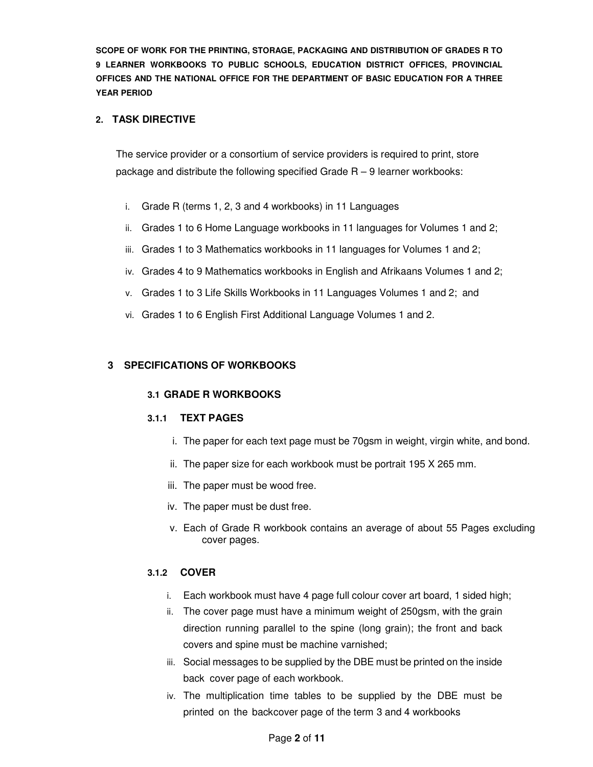**SCOPE OF WORK FOR THE PRINTING, STORAGE, PACKAGING AND DISTRIBUTION OF GRADES R TO 9 LEARNER WORKBOOKS TO PUBLIC SCHOOLS, EDUCATION DISTRICT OFFICES, PROVINCIAL OFFICES AND THE NATIONAL OFFICE FOR THE DEPARTMENT OF BASIC EDUCATION FOR A THREE YEAR PERIOD**

## 2. TASK DIRECTIVE

The service provider or a consortium of service providers is required to print, store package and distribute the following specified Grade R – 9 learner workbooks:

i. Grade R (terms 1, 2, 3 and 4 workbooks) in 11 Languages
ii. Grades 1 to 6 Home Language workbooks in 11 languages for Volumes 1 and 2;
iii. Grades 1 to 3 Mathematics workbooks in 11 languages for Volumes 1 and 2;
iv. Grades 4 to 9 Mathematics workbooks in English and Afrikaans Volumes 1 and 2;
v. Grades 1 to 3 Life Skills Workbooks in 11 Languages Volumes 1 and 2; and
vi. Grades 1 to 6 English First Additional Language Volumes 1 and 2.

## 3 SPECIFICATIONS OF WORKBOOKS

### 3.1 GRADE R WORKBOOKS

#### 3.1.1 TEXT PAGES

i. The paper for each text page must be 70gsm in weight, virgin white, and bond.
ii. The paper size for each workbook must be portrait 195 X 265 mm.
iii. The paper must be wood free.
iv. The paper must be dust free.
v. Each of Grade R workbook contains an average of about 55 Pages excluding cover pages.

#### 3.1.2 COVER

i. Each workbook must have 4 page full colour cover art board, 1 sided high;
ii. The cover page must have a minimum weight of 250gsm, with the grain direction running parallel to the spine (long grain); the front and back covers and spine must be machine varnished;
iii. Social messages to be supplied by the DBE must be printed on the inside back cover page of each workbook.
iv. The multiplication time tables to be supplied by the DBE must be printed on the backcover page of the term 3 and 4 workbooks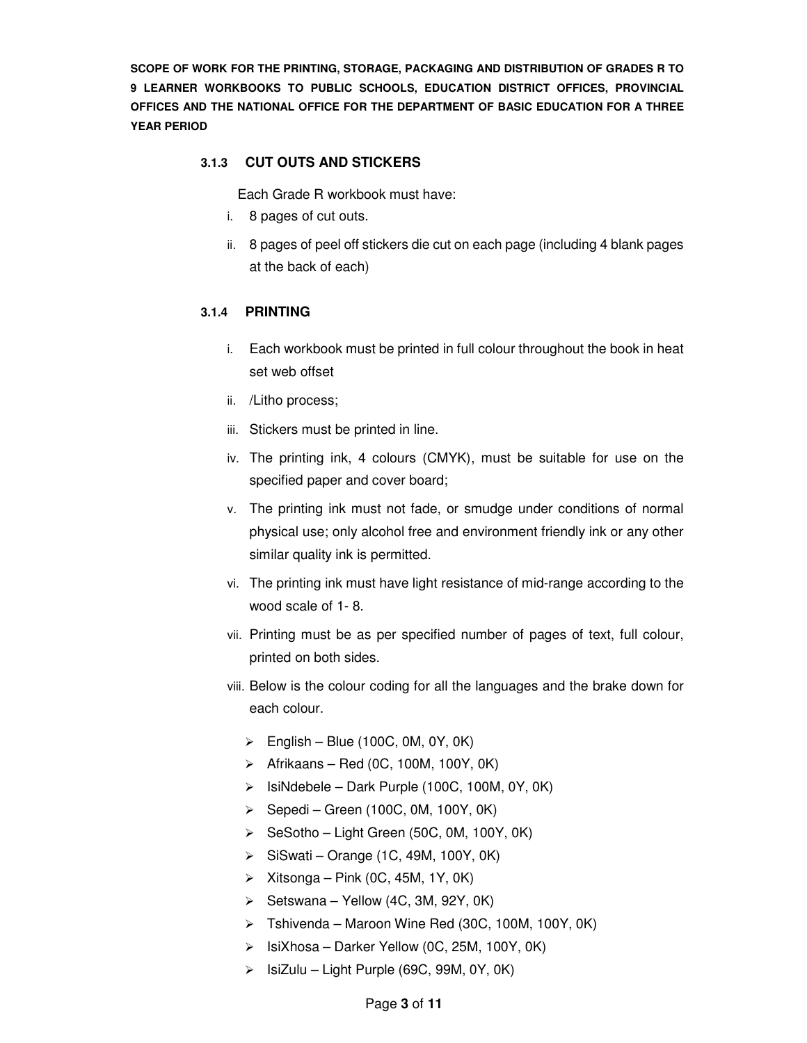#### 3.1.3 CUT OUTS AND STICKERS

Each Grade R workbook must have:

i. 8 pages of cut outs.
ii. 8 pages of peel off stickers die cut on each page (including 4 blank pages at the back of each)

#### 3.1.4 PRINTING

i. Each workbook must be printed in full colour throughout the book in heat set web offset
ii. /Litho process;
iii. Stickers must be printed in line.
iv. The printing ink, 4 colours (CMYK), must be suitable for use on the specified paper and cover board;
v. The printing ink must not fade, or smudge under conditions of normal physical use; only alcohol free and environment friendly ink or any other similar quality ink is permitted.
vi. The printing ink must have light resistance of mid-range according to the wood scale of 1- 8.
vii. Printing must be as per specified number of pages of text, full colour, printed on both sides.
viii. Below is the colour coding for all the languages and the brake down for each colour.

- English – Blue (100C, 0M, 0Y, 0K)
- Afrikaans – Red (0C, 100M, 100Y, 0K)
- IsiNdebele – Dark Purple (100C, 100M, 0Y, 0K)
- Sepedi – Green (100C, 0M, 100Y, 0K)
- SeSotho – Light Green (50C, 0M, 100Y, 0K)
- SiSwati – Orange (1C, 49M, 100Y, 0K)
- Xitsonga – Pink (0C, 45M, 1Y, 0K)
- Setswana – Yellow (4C, 3M, 92Y, 0K)
- Tshivenda – Maroon Wine Red (30C, 100M, 100Y, 0K)
- IsiXhosa – Darker Yellow (0C, 25M, 100Y, 0K)
- IsiZulu – Light Purple (69C, 99M, 0Y, 0K)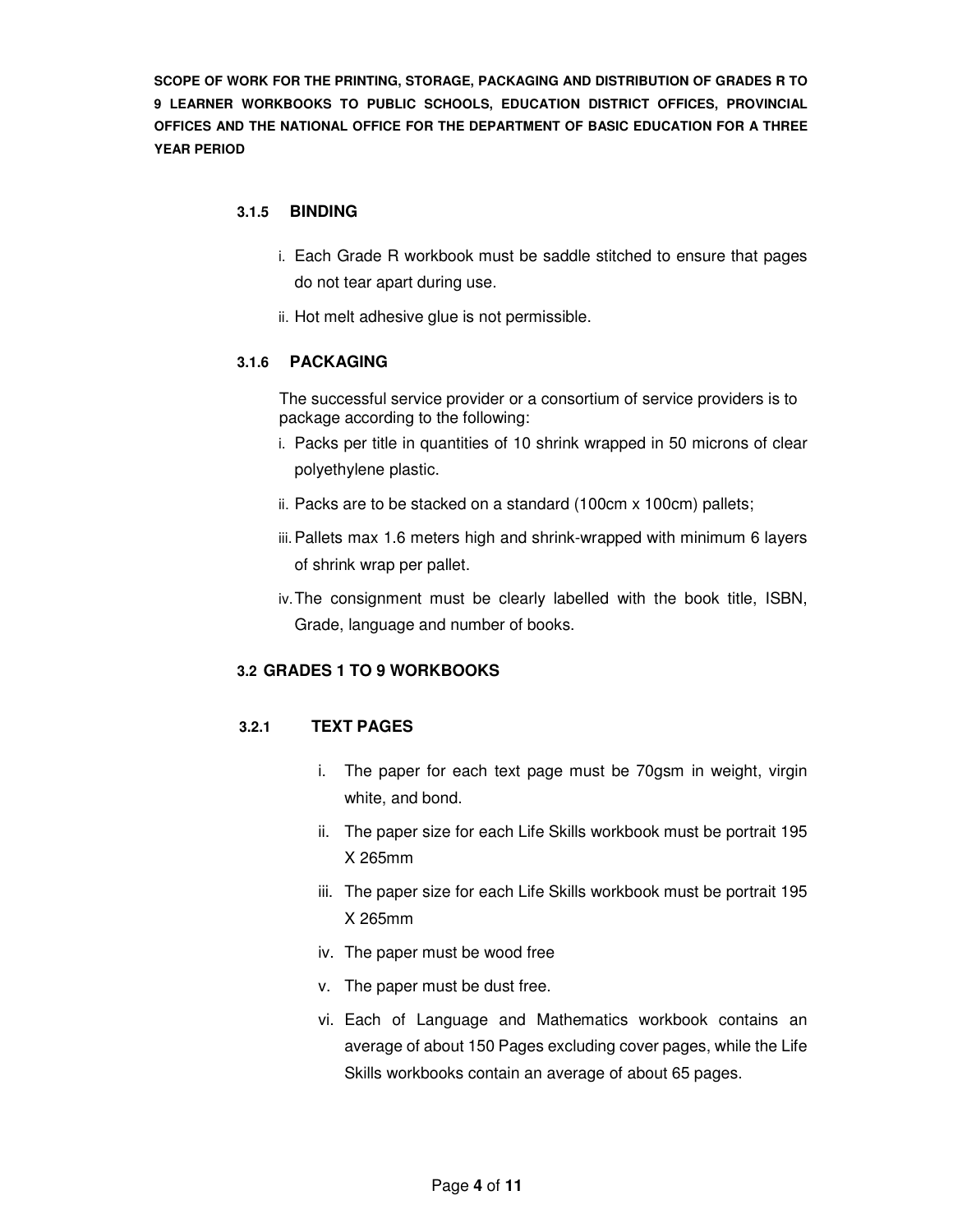### 3.1.5 BINDING

i. Each Grade R workbook must be saddle stitched to ensure that pages do not tear apart during use.

ii. Hot melt adhesive glue is not permissible.

### 3.1.6 PACKAGING

The successful service provider or a consortium of service providers is to package according to the following:

i. Packs per title in quantities of 10 shrink wrapped in 50 microns of clear polyethylene plastic.

ii. Packs are to be stacked on a standard (100cm x 100cm) pallets;

iii. Pallets max 1.6 meters high and shrink-wrapped with minimum 6 layers of shrink wrap per pallet.

iv. The consignment must be clearly labelled with the book title, ISBN, Grade, language and number of books.

## 3.2 GRADES 1 TO 9 WORKBOOKS

### 3.2.1 TEXT PAGES

i. The paper for each text page must be 70gsm in weight, virgin white, and bond.

ii. The paper size for each Life Skills workbook must be portrait 195 X 265mm

iii. The paper size for each Life Skills workbook must be portrait 195 X 265mm

iv. The paper must be wood free

v. The paper must be dust free.

vi. Each of Language and Mathematics workbook contains an average of about 150 Pages excluding cover pages, while the Life Skills workbooks contain an average of about 65 pages.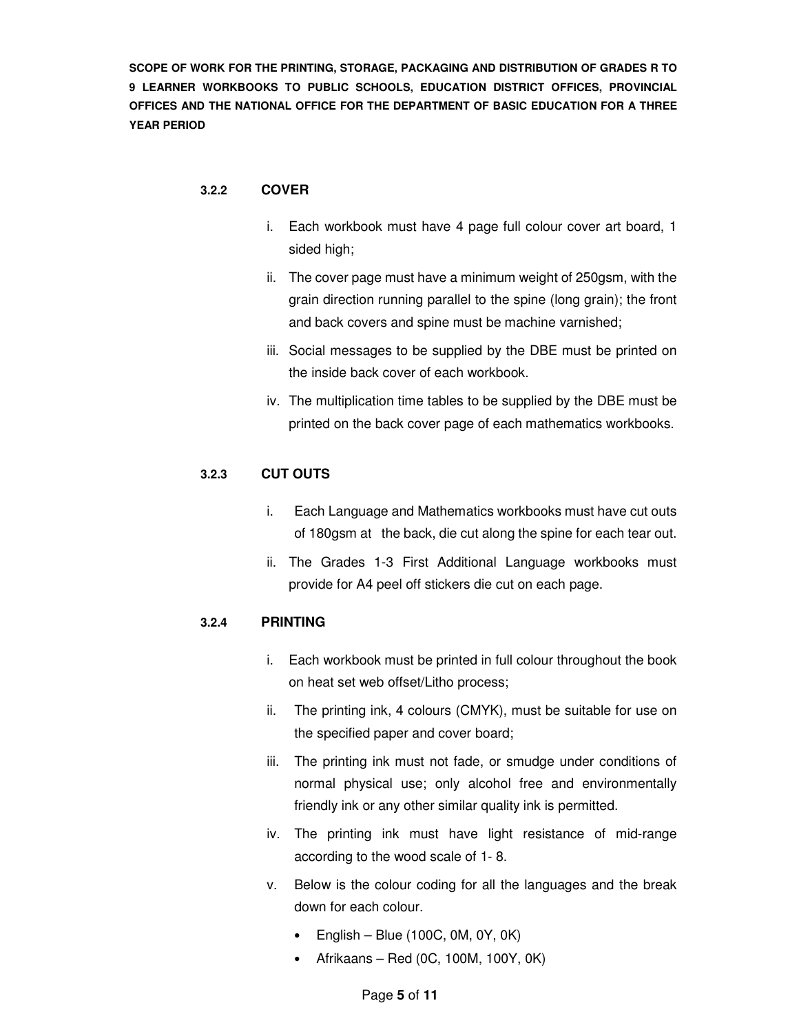#### 3.2.2 COVER

i. Each workbook must have 4 page full colour cover art board, 1 sided high;

ii. The cover page must have a minimum weight of 250gsm, with the grain direction running parallel to the spine (long grain); the front and back covers and spine must be machine varnished;

iii. Social messages to be supplied by the DBE must be printed on the inside back cover of each workbook.

iv. The multiplication time tables to be supplied by the DBE must be printed on the back cover page of each mathematics workbooks.

#### 3.2.3 CUT OUTS

i. Each Language and Mathematics workbooks must have cut outs of 180gsm at the back, die cut along the spine for each tear out.

ii. The Grades 1-3 First Additional Language workbooks must provide for A4 peel off stickers die cut on each page.

#### 3.2.4 PRINTING

i. Each workbook must be printed in full colour throughout the book on heat set web offset/Litho process;

ii. The printing ink, 4 colours (CMYK), must be suitable for use on the specified paper and cover board;

iii. The printing ink must not fade, or smudge under conditions of normal physical use; only alcohol free and environmentally friendly ink or any other similar quality ink is permitted.

iv. The printing ink must have light resistance of mid-range according to the wood scale of 1- 8.

v. Below is the colour coding for all the languages and the break down for each colour.

- English – Blue (100C, 0M, 0Y, 0K)
- Afrikaans – Red (0C, 100M, 100Y, 0K)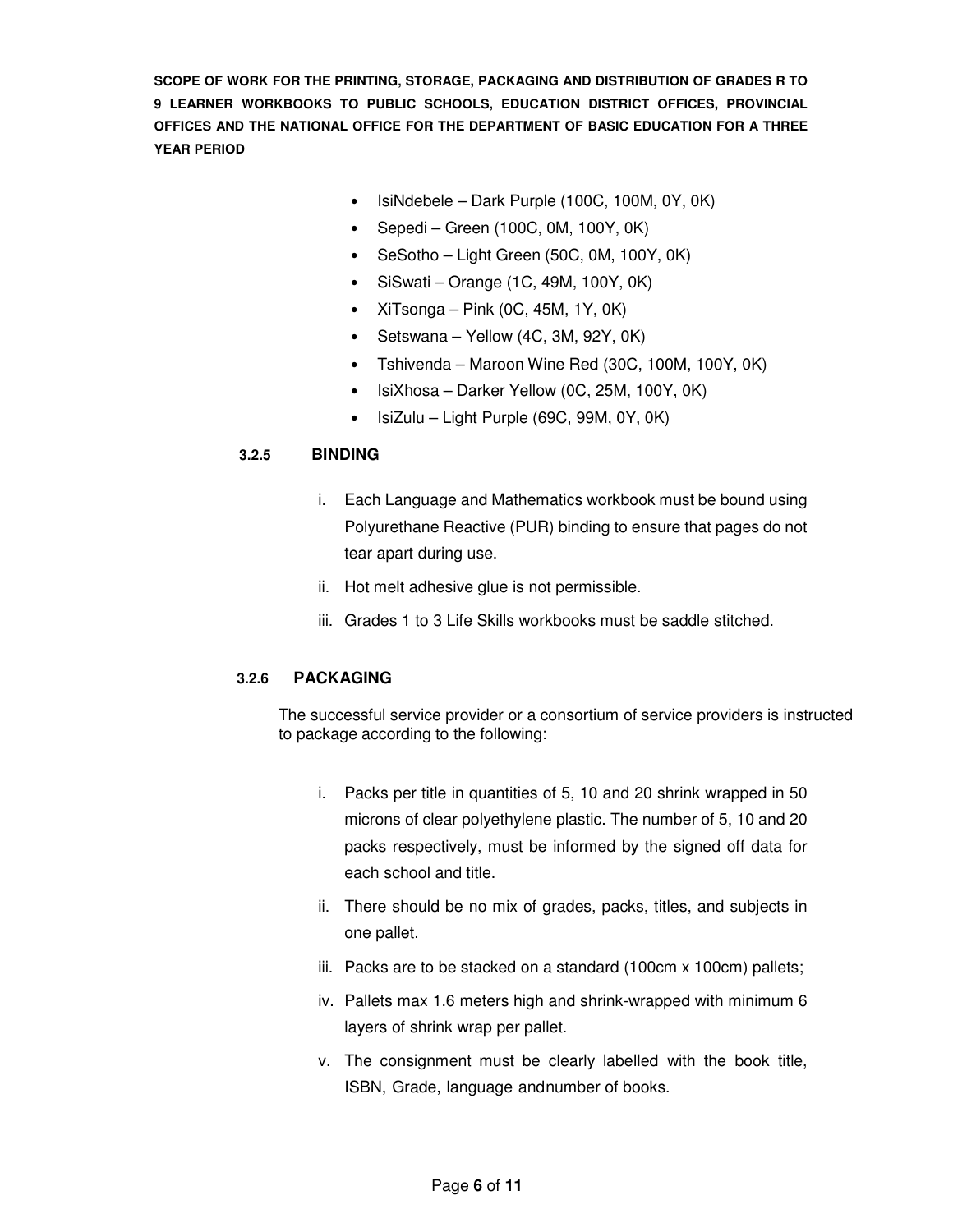- IsiNdebele – Dark Purple (100C, 100M, 0Y, 0K)
- Sepedi – Green (100C, 0M, 100Y, 0K)
- SeSotho – Light Green (50C, 0M, 100Y, 0K)
- SiSwati – Orange (1C, 49M, 100Y, 0K)
- XiTsonga – Pink (0C, 45M, 1Y, 0K)
- Setswana – Yellow (4C, 3M, 92Y, 0K)
- Tshivenda – Maroon Wine Red (30C, 100M, 100Y, 0K)
- IsiXhosa – Darker Yellow (0C, 25M, 100Y, 0K)
- IsiZulu – Light Purple (69C, 99M, 0Y, 0K)

#### 3.2.5 BINDING

i. Each Language and Mathematics workbook must be bound using Polyurethane Reactive (PUR) binding to ensure that pages do not tear apart during use.

ii. Hot melt adhesive glue is not permissible.

iii. Grades 1 to 3 Life Skills workbooks must be saddle stitched.

#### 3.2.6 PACKAGING

The successful service provider or a consortium of service providers is instructed to package according to the following:

i. Packs per title in quantities of 5, 10 and 20 shrink wrapped in 50 microns of clear polyethylene plastic. The number of 5, 10 and 20 packs respectively, must be informed by the signed off data for each school and title.

ii. There should be no mix of grades, packs, titles, and subjects in one pallet.

iii. Packs are to be stacked on a standard (100cm x 100cm) pallets;

iv. Pallets max 1.6 meters high and shrink-wrapped with minimum 6 layers of shrink wrap per pallet.

v. The consignment must be clearly labelled with the book title, ISBN, Grade, language andnumber of books.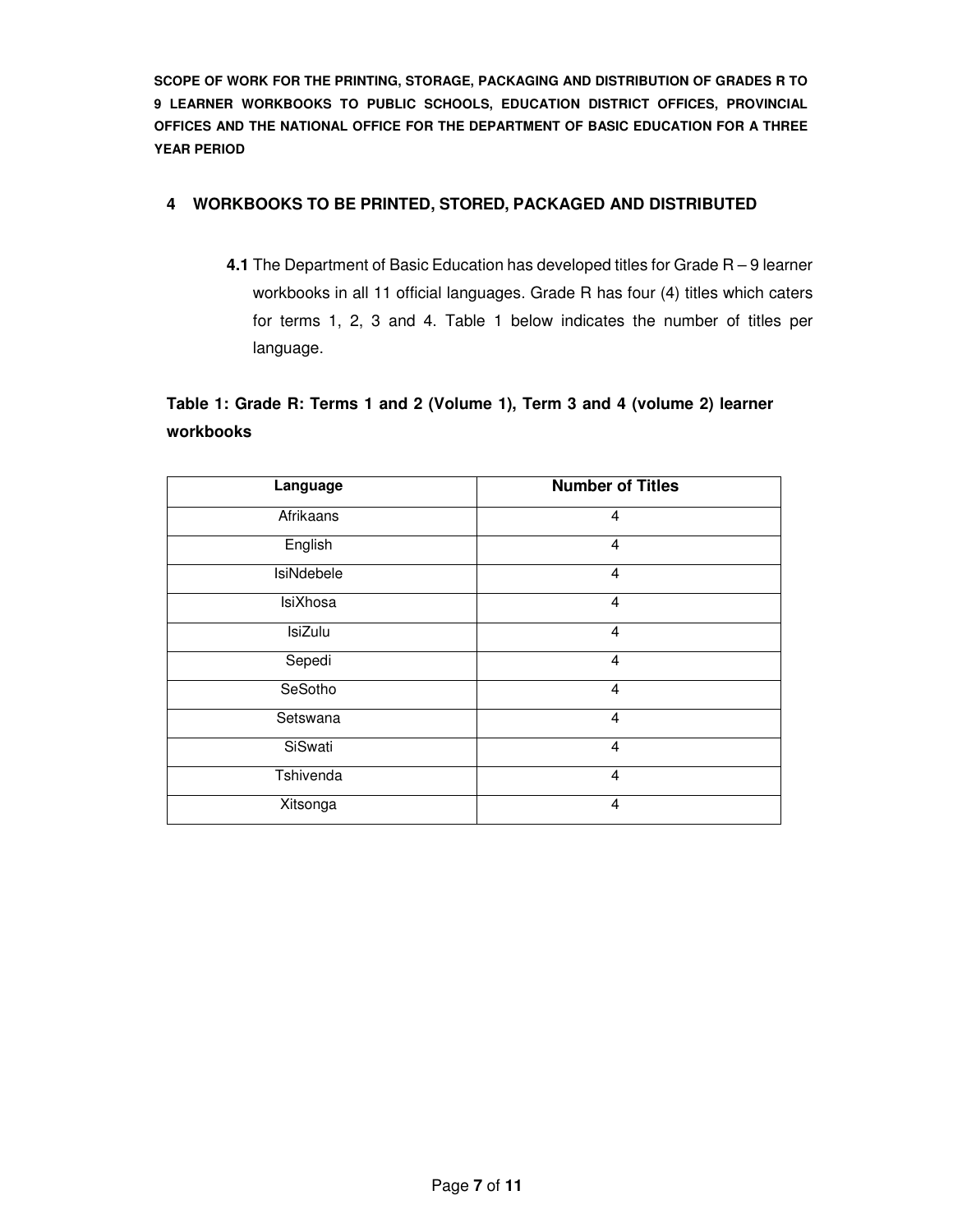## 4 WORKBOOKS TO BE PRINTED, STORED, PACKAGED AND DISTRIBUTED

**4.1** The Department of Basic Education has developed titles for Grade R – 9 learner workbooks in all 11 official languages. Grade R has four (4) titles which caters for terms 1, 2, 3 and 4. Table 1 below indicates the number of titles per language.

**Table 1: Grade R: Terms 1 and 2 (Volume 1), Term 3 and 4 (volume 2) learner workbooks**

| Language | Number of Titles |
|---|---|
| Afrikaans | 4 |
| English | 4 |
| IsiNdebele | 4 |
| IsiXhosa | 4 |
| IsiZulu | 4 |
| Sepedi | 4 |
| SeSotho | 4 |
| Setswana | 4 |
| SiSwati | 4 |
| Tshivenda | 4 |
| Xitsonga | 4 |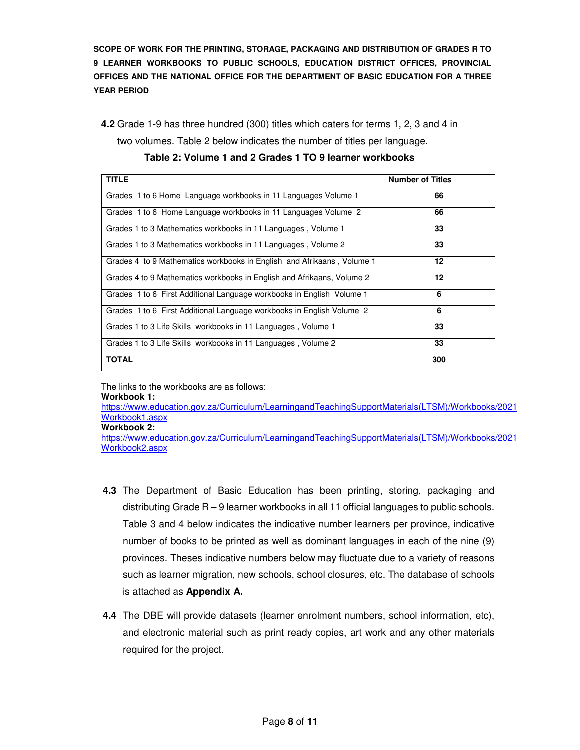**4.2** Grade 1-9 has three hundred (300) titles which caters for terms 1, 2, 3 and 4 in two volumes. Table 2 below indicates the number of titles per language.

**Table 2: Volume 1 and 2 Grades 1 TO 9 learner workbooks**

| TITLE | Number of Titles |
|---|---|
| Grades 1 to 6 Home Language workbooks in 11 Languages Volume 1 | **66** |
| Grades 1 to 6 Home Language workbooks in 11 Languages Volume 2 | **66** |
| Grades 1 to 3 Mathematics workbooks in 11 Languages , Volume 1 | **33** |
| Grades 1 to 3 Mathematics workbooks in 11 Languages , Volume 2 | **33** |
| Grades 4 to 9 Mathematics workbooks in English and Afrikaans , Volume 1 | **12** |
| Grades 4 to 9 Mathematics workbooks in English and Afrikaans, Volume 2 | **12** |
| Grades 1 to 6 First Additional Language workbooks in English Volume 1 | **6** |
| Grades 1 to 6 First Additional Language workbooks in English Volume 2 | **6** |
| Grades 1 to 3 Life Skills workbooks in 11 Languages , Volume 1 | **33** |
| Grades 1 to 3 Life Skills workbooks in 11 Languages , Volume 2 | **33** |
| **TOTAL** | **300** |

The links to the workbooks are as follows:

**Workbook 1:**
https://www.education.gov.za/Curriculum/LearningandTeachingSupportMaterials(LTSM)/Workbooks/2021Workbook1.aspx

**Workbook 2:**
https://www.education.gov.za/Curriculum/LearningandTeachingSupportMaterials(LTSM)/Workbooks/2021Workbook2.aspx

**4.3** The Department of Basic Education has been printing, storing, packaging and distributing Grade R – 9 learner workbooks in all 11 official languages to public schools. Table 3 and 4 below indicates the indicative number learners per province, indicative number of books to be printed as well as dominant languages in each of the nine (9) provinces. Theses indicative numbers below may fluctuate due to a variety of reasons such as learner migration, new schools, school closures, etc. The database of schools is attached as **Appendix A.**

**4.4** The DBE will provide datasets (learner enrolment numbers, school information, etc), and electronic material such as print ready copies, art work and any other materials required for the project.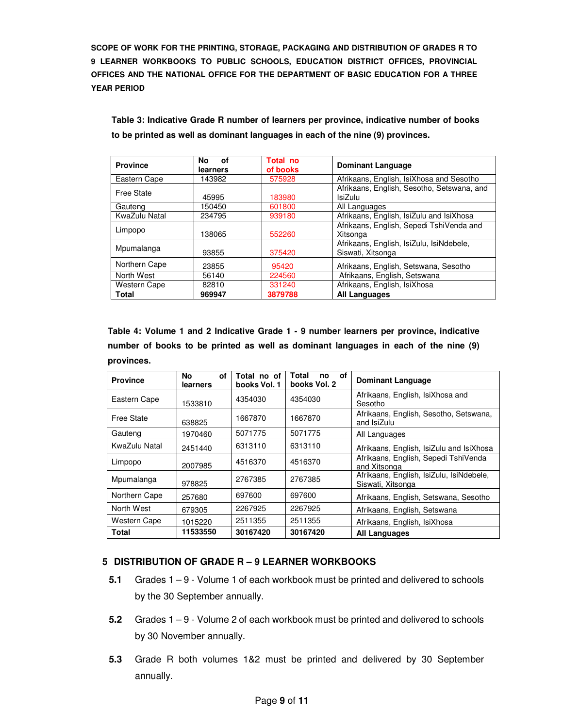**SCOPE OF WORK FOR THE PRINTING, STORAGE, PACKAGING AND DISTRIBUTION OF GRADES R TO 9 LEARNER WORKBOOKS TO PUBLIC SCHOOLS, EDUCATION DISTRICT OFFICES, PROVINCIAL OFFICES AND THE NATIONAL OFFICE FOR THE DEPARTMENT OF BASIC EDUCATION FOR A THREE YEAR PERIOD**

**Table 3: Indicative Grade R number of learners per province, indicative number of books to be printed as well as dominant languages in each of the nine (9) provinces.**

| Province | No of learners | Total no of books | Dominant Language |
|---|---|---|---|
| Eastern Cape | 143982 | 575928 | Afrikaans, English, IsiXhosa and Sesotho |
| Free State | 45995 | 183980 | Afrikaans, English, Sesotho, Setswana, and IsiZulu |
| Gauteng | 150450 | 601800 | All Languages |
| KwaZulu Natal | 234795 | 939180 | Afrikaans, English, IsiZulu and IsiXhosa |
| Limpopo | 138065 | 552260 | Afrikaans, English, Sepedi TshiVenda and Xitsonga |
| Mpumalanga | 93855 | 375420 | Afrikaans, English, IsiZulu, IsiNdebele, Siswati, Xitsonga |
| Northern Cape | 23855 | 95420 | Afrikaans, English, Setswana, Sesotho |
| North West | 56140 | 224560 | Afrikaans, English, Setswana |
| Western Cape | 82810 | 331240 | Afrikaans, English, IsiXhosa |
| **Total** | **969947** | **3879788** | **All Languages** |

**Table 4: Volume 1 and 2 Indicative Grade 1 - 9 number learners per province, indicative number of books to be printed as well as dominant languages in each of the nine (9) provinces.**

| Province | No of learners | Total no of books Vol. 1 | Total no of books Vol. 2 | Dominant Language |
|---|---|---|---|---|
| Eastern Cape | 1533810 | 4354030 | 4354030 | Afrikaans, English, IsiXhosa and Sesotho |
| Free State | 638825 | 1667870 | 1667870 | Afrikaans, English, Sesotho, Setswana, and IsiZulu |
| Gauteng | 1970460 | 5071775 | 5071775 | All Languages |
| KwaZulu Natal | 2451440 | 6313110 | 6313110 | Afrikaans, English, IsiZulu and IsiXhosa |
| Limpopo | 2007985 | 4516370 | 4516370 | Afrikaans, English, Sepedi TshiVenda and Xitsonga |
| Mpumalanga | 978825 | 2767385 | 2767385 | Afrikaans, English, IsiZulu, IsiNdebele, Siswati, Xitsonga |
| Northern Cape | 257680 | 697600 | 697600 | Afrikaans, English, Setswana, Sesotho |
| North West | 679305 | 2267925 | 2267925 | Afrikaans, English, Setswana |
| Western Cape | 1015220 | 2511355 | 2511355 | Afrikaans, English, IsiXhosa |
| **Total** | **11533550** | **30167420** | **30167420** | **All Languages** |

## 5 DISTRIBUTION OF GRADE R – 9 LEARNER WORKBOOKS

**5.1** Grades 1 – 9 - Volume 1 of each workbook must be printed and delivered to schools by the 30 September annually.

**5.2** Grades 1 – 9 - Volume 2 of each workbook must be printed and delivered to schools by 30 November annually.

**5.3** Grade R both volumes 1&2 must be printed and delivered by 30 September annually.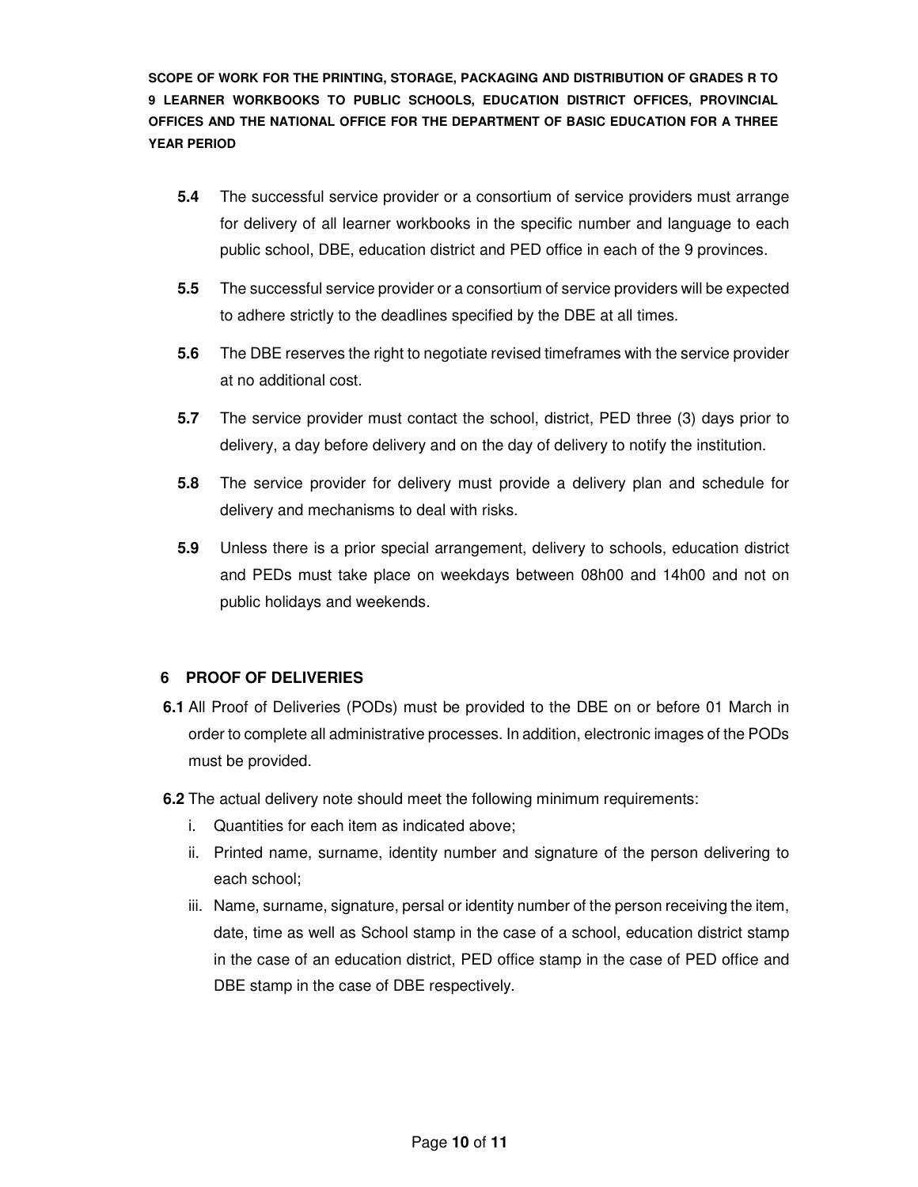**5.4** The successful service provider or a consortium of service providers must arrange for delivery of all learner workbooks in the specific number and language to each public school, DBE, education district and PED office in each of the 9 provinces.

**5.5** The successful service provider or a consortium of service providers will be expected to adhere strictly to the deadlines specified by the DBE at all times.

**5.6** The DBE reserves the right to negotiate revised timeframes with the service provider at no additional cost.

**5.7** The service provider must contact the school, district, PED three (3) days prior to delivery, a day before delivery and on the day of delivery to notify the institution.

**5.8** The service provider for delivery must provide a delivery plan and schedule for delivery and mechanisms to deal with risks.

**5.9** Unless there is a prior special arrangement, delivery to schools, education district and PEDs must take place on weekdays between 08h00 and 14h00 and not on public holidays and weekends.

## 6 PROOF OF DELIVERIES

**6.1** All Proof of Deliveries (PODs) must be provided to the DBE on or before 01 March in order to complete all administrative processes. In addition, electronic images of the PODs must be provided.

**6.2** The actual delivery note should meet the following minimum requirements:

i. Quantities for each item as indicated above;

ii. Printed name, surname, identity number and signature of the person delivering to each school;

iii. Name, surname, signature, persal or identity number of the person receiving the item, date, time as well as School stamp in the case of a school, education district stamp in the case of an education district, PED office stamp in the case of PED office and DBE stamp in the case of DBE respectively.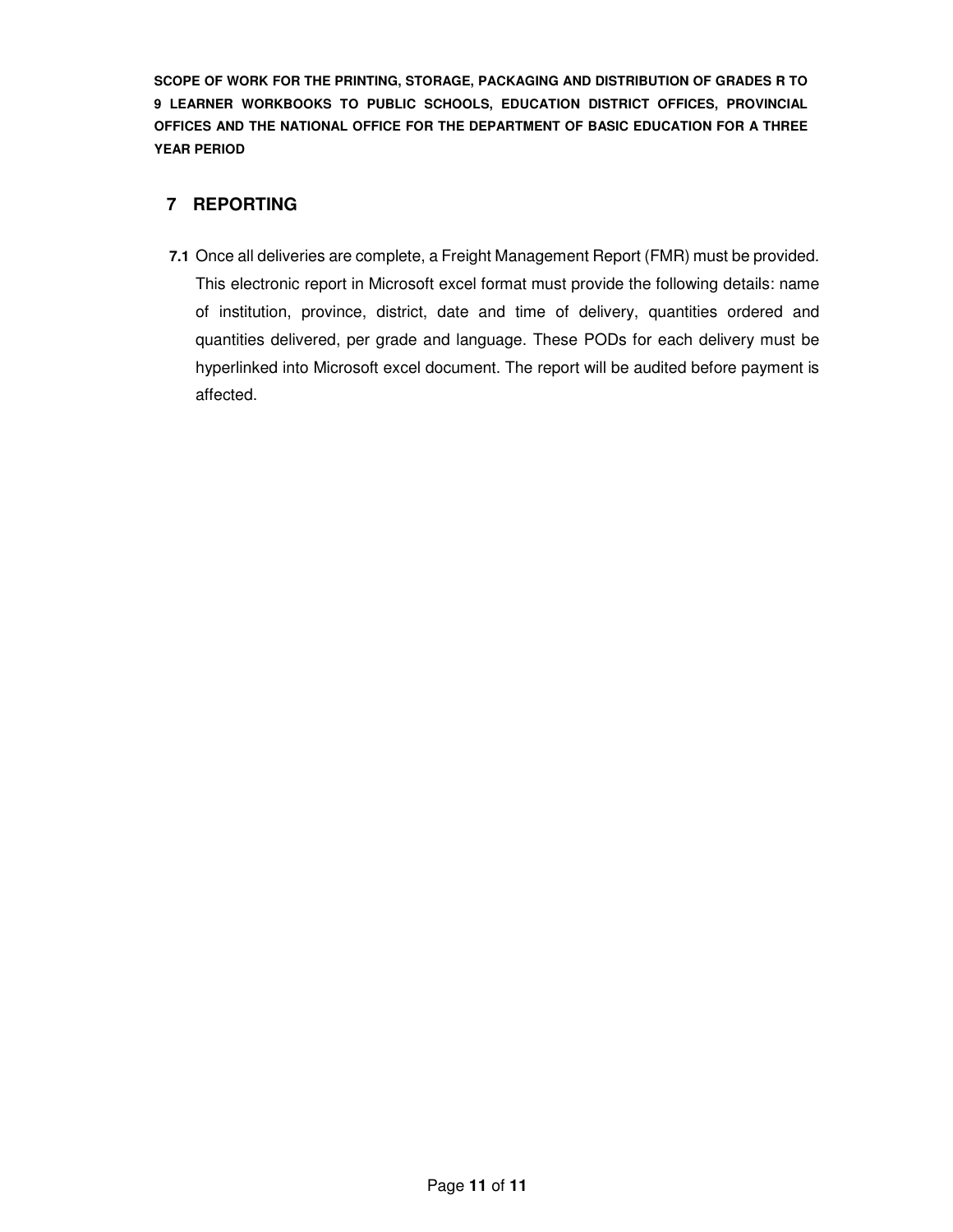## 7 REPORTING

**7.1** Once all deliveries are complete, a Freight Management Report (FMR) must be provided. This electronic report in Microsoft excel format must provide the following details: name of institution, province, district, date and time of delivery, quantities ordered and quantities delivered, per grade and language. These PODs for each delivery must be hyperlinked into Microsoft excel document. The report will be audited before payment is affected.